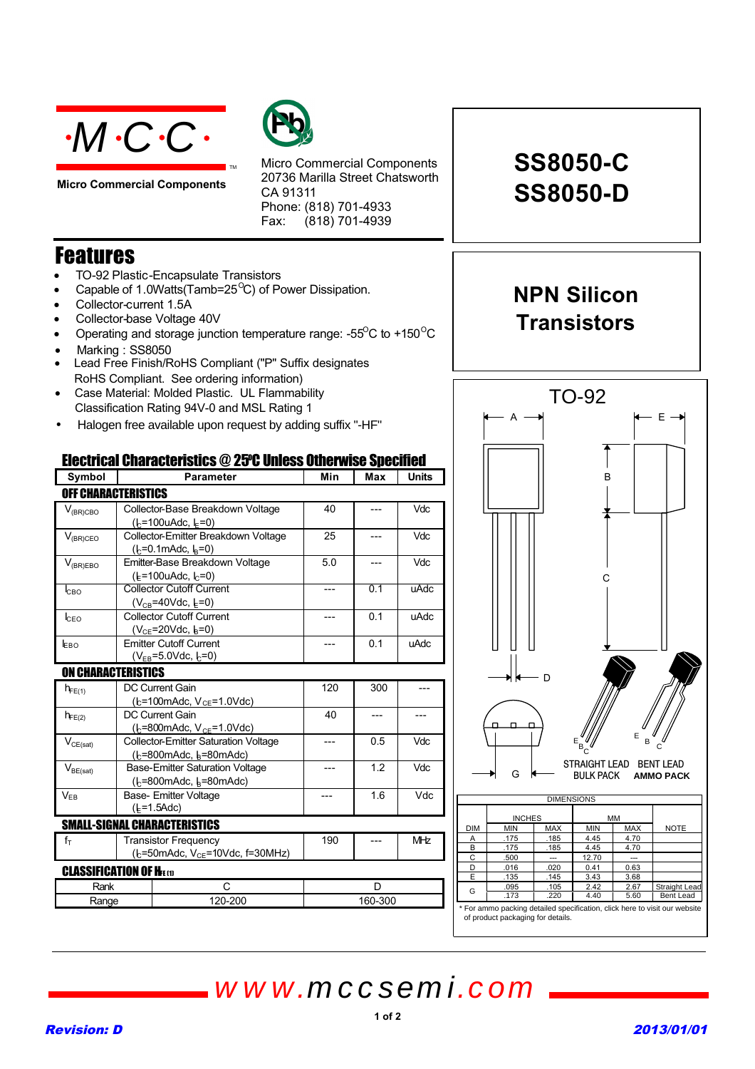·M·C·C·

Micro Commercial Components

Micro Commercial Components
20736 Marilla Street Chatsworth
CA 91311
Phone: (818) 701-4933
Fax: (818) 701-4939

# SS8050-C
# SS8050-D

## NPN Silicon Transistors

# Features

- TO-92 Plastic-Encapsulate Transistors
- Capable of 1.0Watts(Tamb=25°C) of Power Dissipation.
- Collector-current 1.5A
- Collector-base Voltage 40V
- Operating and storage junction temperature range: -55°C to +150°C
- Marking : SS8050
- Lead Free Finish/RoHS Compliant ("P" Suffix designates RoHS Compliant. See ordering information)
- Case Material: Molded Plastic. UL Flammability Classification Rating 94V-0 and MSL Rating 1
- Halogen free available upon request by adding suffix "-HF"

## Electrical Characteristics @ 25°C Unless Otherwise Specified

| Symbol | Parameter | Min | Max | Units |
|---|---|---|---|---|
| **OFF CHARACTERISTICS** | | | | |
| $V_{(BR)CBO}$ | Collector-Base Breakdown Voltage ($I_C$=100uAdc, $I_E$=0) | 40 | --- | Vdc |
| $V_{(BR)CEO}$ | Collector-Emitter Breakdown Voltage ($I_C$=0.1mAdc, $I_B$=0) | 25 | --- | Vdc |
| $V_{(BR)EBO}$ | Emitter-Base Breakdown Voltage ($I_E$=100uAdc, $I_C$=0) | 5.0 | --- | Vdc |
| $I_{CBO}$ | Collector Cutoff Current ($V_{CB}$=40Vdc, $I_E$=0) | --- | 0.1 | uAdc |
| $I_{CEO}$ | Collector Cutoff Current ($V_{CE}$=20Vdc, $I_B$=0) | --- | 0.1 | uAdc |
| $I_{EBO}$ | Emitter Cutoff Current ($V_{EB}$=5.0Vdc, $I_C$=0) | --- | 0.1 | uAdc |
| **ON CHARACTERISTICS** | | | | |
| $h_{FE(1)}$ | DC Current Gain ($I_C$=100mAdc, $V_{CE}$=1.0Vdc) | 120 | 300 | --- |
| $h_{FE(2)}$ | DC Current Gain ($I_C$=800mAdc, $V_{CE}$=1.0Vdc) | 40 | --- | --- |
| $V_{CE(sat)}$ | Collector-Emitter Saturation Voltage ($I_C$=800mAdc, $I_B$=80mAdc) | --- | 0.5 | Vdc |
| $V_{BE(sat)}$ | Base-Emitter Saturation Voltage ($I_C$=800mAdc, $I_B$=80mAdc) | --- | 1.2 | Vdc |
| $V_{EB}$ | Base- Emitter Voltage ($I_E$=1.5Adc) | --- | 1.6 | Vdc |
| **SMALL-SIGNAL CHARACTERISTICS** | | | | |
| $f_T$ | Transistor Frequency ($I_C$=50mAdc, $V_{CE}$=10Vdc, f=30MHz) | 190 | --- | MHz |

### CLASSIFICATION OF $h_{FE(1)}$

| Rank | C | D |
|---|---|---|
| Range | 120-200 | 160-300 |

## TO-92

STRAIGHT LEAD BULK PACK — BENT LEAD AMMO PACK

| DIM | INCHES MIN | INCHES MAX | MM MIN | MM MAX | NOTE |
|---|---|---|---|---|---|
| A | .175 | .185 | 4.45 | 4.70 | |
| B | .175 | .185 | 4.45 | 4.70 | |
| C | .500 | --- | 12.70 | --- | |
| D | .016 | .020 | 0.41 | 0.63 | |
| E | .135 | .145 | 3.43 | 3.68 | |
| G | .095 | .105 | 2.42 | 2.67 | Straight Lead |
| G | .173 | .220 | 4.40 | 5.60 | Bent Lead |

* For ammo packing detailed specification, click here to visit our website of product packaging for details.

www.mccsemi.com

Revision: D — 2013/01/01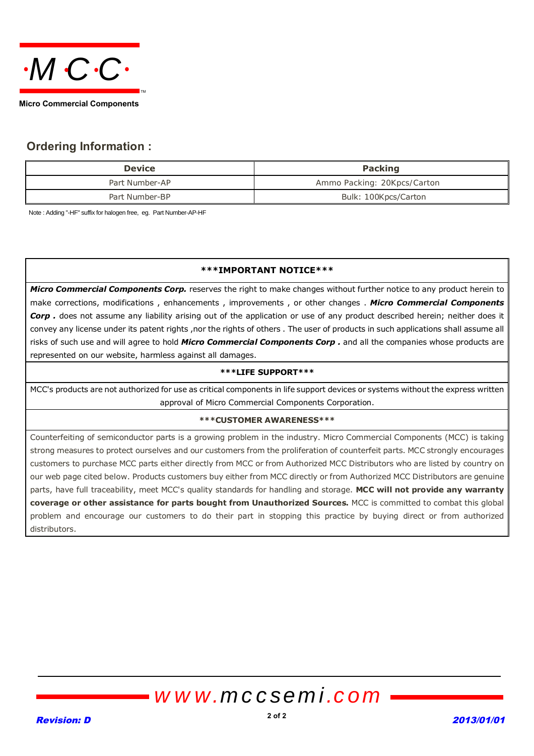## Ordering Information :

| Device | Packing |
| --- | --- |
| Part Number-AP | Ammo Packing: 20Kpcs/Carton |
| Part Number-BP | Bulk: 100Kpcs/Carton |

Note : Adding "-HF" suffix for halogen free, eg. Part Number-AP-HF

**\*\*\*IMPORTANT NOTICE\*\*\***

***Micro Commercial Components Corp.*** reserves the right to make changes without further notice to any product herein to make corrections, modifications , enhancements , improvements , or other changes . ***Micro Commercial Components Corp .*** does not assume any liability arising out of the application or use of any product described herein; neither does it convey any license under its patent rights ,nor the rights of others . The user of products in such applications shall assume all risks of such use and will agree to hold ***Micro Commercial Components Corp .*** and all the companies whose products are represented on our website, harmless against all damages.

**\*\*\*LIFE SUPPORT\*\*\***

MCC's products are not authorized for use as critical components in life support devices or systems without the express written approval of Micro Commercial Components Corporation.

**\*\*\*CUSTOMER AWARENESS\*\*\***

Counterfeiting of semiconductor parts is a growing problem in the industry. Micro Commercial Components (MCC) is taking strong measures to protect ourselves and our customers from the proliferation of counterfeit parts. MCC strongly encourages customers to purchase MCC parts either directly from MCC or from Authorized MCC Distributors who are listed by country on our web page cited below. Products customers buy either from MCC directly or from Authorized MCC Distributors are genuine parts, have full traceability, meet MCC's quality standards for handling and storage. **MCC will not provide any warranty coverage or other assistance for parts bought from Unauthorized Sources.** MCC is committed to combat this global problem and encourage our customers to do their part in stopping this practice by buying direct or from authorized distributors.